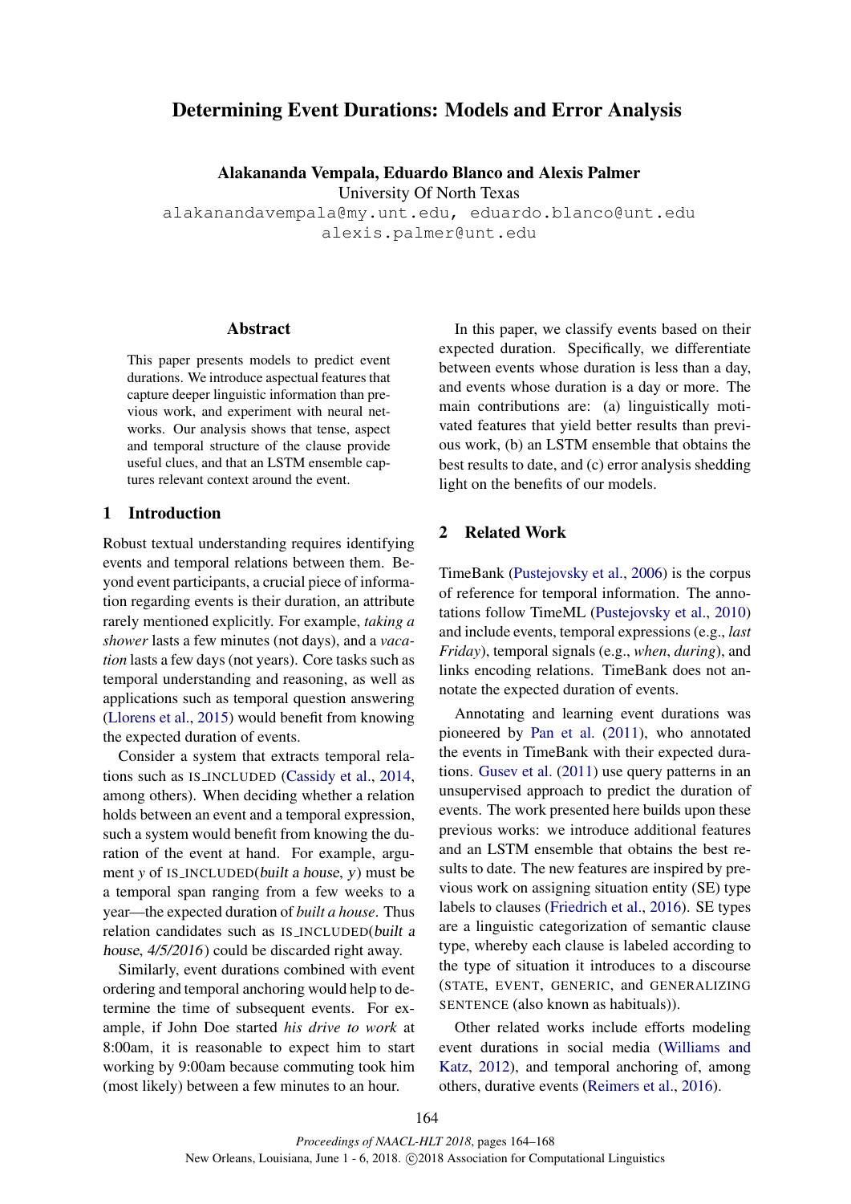# Determining Event Durations: Models and Error Analysis

**Alakananda Vempala, Eduardo Blanco and Alexis Palmer**
University Of North Texas
alakanandavempala@my.unt.edu, eduardo.blanco@unt.edu
alexis.palmer@unt.edu

## Abstract

This paper presents models to predict event durations. We introduce aspectual features that capture deeper linguistic information than previous work, and experiment with neural networks. Our analysis shows that tense, aspect and temporal structure of the clause provide useful clues, and that an LSTM ensemble captures relevant context around the event.

## 1 Introduction

Robust textual understanding requires identifying events and temporal relations between them. Beyond event participants, a crucial piece of information regarding events is their duration, an attribute rarely mentioned explicitly. For example, *taking a shower* lasts a few minutes (not days), and a *vacation* lasts a few days (not years). Core tasks such as temporal understanding and reasoning, as well as applications such as temporal question answering (Llorens et al., 2015) would benefit from knowing the expected duration of events.

Consider a system that extracts temporal relations such as IS_INCLUDED (Cassidy et al., 2014, among others). When deciding whether a relation holds between an event and a temporal expression, such a system would benefit from knowing the duration of the event at hand. For example, argument *y* of IS_INCLUDED(built a house, *y*) must be a temporal span ranging from a few weeks to a year—the expected duration of *built a house*. Thus relation candidates such as IS_INCLUDED(built a house, 4/5/2016) could be discarded right away.

Similarly, event durations combined with event ordering and temporal anchoring would help to determine the time of subsequent events. For example, if John Doe started *his drive to work* at 8:00am, it is reasonable to expect him to start working by 9:00am because commuting took him (most likely) between a few minutes to an hour.

In this paper, we classify events based on their expected duration. Specifically, we differentiate between events whose duration is less than a day, and events whose duration is a day or more. The main contributions are: (a) linguistically motivated features that yield better results than previous work, (b) an LSTM ensemble that obtains the best results to date, and (c) error analysis shedding light on the benefits of our models.

## 2 Related Work

TimeBank (Pustejovsky et al., 2006) is the corpus of reference for temporal information. The annotations follow TimeML (Pustejovsky et al., 2010) and include events, temporal expressions (e.g., *last Friday*), temporal signals (e.g., *when*, *during*), and links encoding relations. TimeBank does not annotate the expected duration of events.

Annotating and learning event durations was pioneered by Pan et al. (2011), who annotated the events in TimeBank with their expected durations. Gusev et al. (2011) use query patterns in an unsupervised approach to predict the duration of events. The work presented here builds upon these previous works: we introduce additional features and an LSTM ensemble that obtains the best results to date. The new features are inspired by previous work on assigning situation entity (SE) type labels to clauses (Friedrich et al., 2016). SE types are a linguistic categorization of semantic clause type, whereby each clause is labeled according to the type of situation it introduces to a discourse (STATE, EVENT, GENERIC, and GENERALIZING SENTENCE (also known as habituals)).

Other related works include efforts modeling event durations in social media (Williams and Katz, 2012), and temporal anchoring of, among others, durative events (Reimers et al., 2016).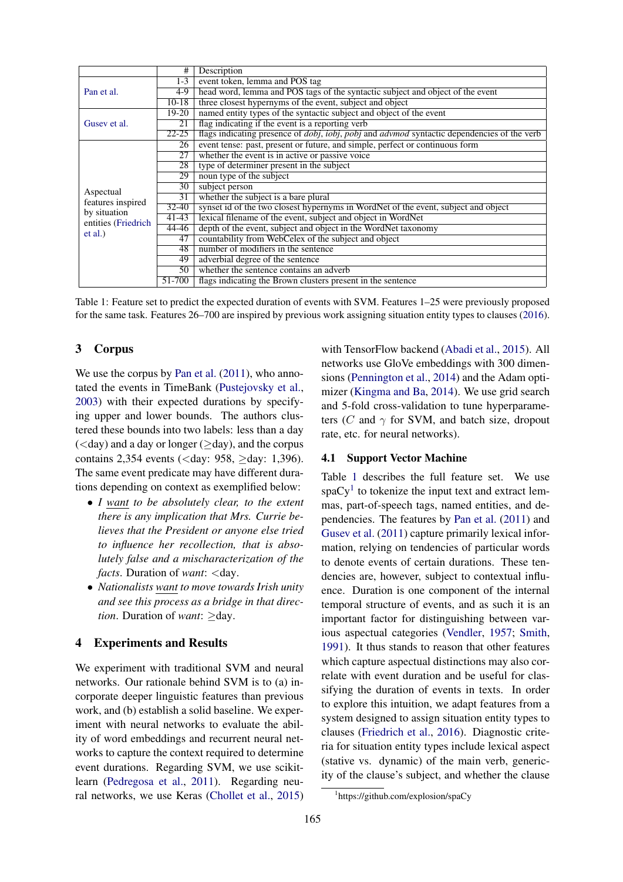|  | # | Description |
|---|---|---|
| Pan et al. | 1-3 | event token, lemma and POS tag |
|  | 4-9 | head word, lemma and POS tags of the syntactic subject and object of the event |
|  | 10-18 | three closest hypernyms of the event, subject and object |
| Gusev et al. | 19-20 | named entity types of the syntactic subject and object of the event |
|  | 21 | flag indicating if the event is a reporting verb |
|  | 22-25 | flags indicating presence of *dobj*, *iobj*, *pobj* and *advmod* syntactic dependencies of the verb |
| Aspectual features inspired by situation entities (Friedrich et al.) | 26 | event tense: past, present or future, and simple, perfect or continuous form |
|  | 27 | whether the event is in active or passive voice |
|  | 28 | type of determiner present in the subject |
|  | 29 | noun type of the subject |
|  | 30 | subject person |
|  | 31 | whether the subject is a bare plural |
|  | 32-40 | synset id of the two closest hypernyms in WordNet of the event, subject and object |
|  | 41-43 | lexical filename of the event, subject and object in WordNet |
|  | 44-46 | depth of the event, subject and object in the WordNet taxonomy |
|  | 47 | countability from WebCelex of the subject and object |
|  | 48 | number of modifiers in the sentence |
|  | 49 | adverbial degree of the sentence |
|  | 50 | whether the sentence contains an adverb |
|  | 51-700 | flags indicating the Brown clusters present in the sentence |

Table 1: Feature set to predict the expected duration of events with SVM. Features 1–25 were previously proposed for the same task. Features 26–700 are inspired by previous work assigning situation entity types to clauses (2016).

## 3 Corpus

We use the corpus by Pan et al. (2011), who annotated the events in TimeBank (Pustejovsky et al., 2003) with their expected durations by specifying upper and lower bounds. The authors clustered these bounds into two labels: less than a day (<day) and a day or longer (≥day), and the corpus contains 2,354 events (<day: 958, ≥day: 1,396). The same event predicate may have different durations depending on context as exemplified below:

- *I want to be absolutely clear, to the extent there is any implication that Mrs. Currie believes that the President or anyone else tried to influence her recollection, that is absolutely false and a mischaracterization of the facts*. Duration of *want*: <day.
- *Nationalists want to move towards Irish unity and see this process as a bridge in that direction*. Duration of *want*: ≥day.

## 4 Experiments and Results

We experiment with traditional SVM and neural networks. Our rationale behind SVM is to (a) incorporate deeper linguistic features than previous work, and (b) establish a solid baseline. We experiment with neural networks to evaluate the ability of word embeddings and recurrent neural networks to capture the context required to determine event durations. Regarding SVM, we use scikit-learn (Pedregosa et al., 2011). Regarding neural networks, we use Keras (Chollet et al., 2015) with TensorFlow backend (Abadi et al., 2015). All networks use GloVe embeddings with 300 dimensions (Pennington et al., 2014) and the Adam optimizer (Kingma and Ba, 2014). We use grid search and 5-fold cross-validation to tune hyperparameters ($C$ and $\gamma$ for SVM, and batch size, dropout rate, etc. for neural networks).

### 4.1 Support Vector Machine

Table 1 describes the full feature set. We use spaCy[1] to tokenize the input text and extract lemmas, part-of-speech tags, named entities, and dependencies. The features by Pan et al. (2011) and Gusev et al. (2011) capture primarily lexical information, relying on tendencies of particular words to denote events of certain durations. These tendencies are, however, subject to contextual influence. Duration is one component of the internal temporal structure of events, and as such it is an important factor for distinguishing between various aspectual categories (Vendler, 1957; Smith, 1991). It thus stands to reason that other features which capture aspectual distinctions may also correlate with event duration and be useful for classifying the duration of events in texts. In order to explore this intuition, we adapt features from a system designed to assign situation entity types to clauses (Friedrich et al., 2016). Diagnostic criteria for situation entity types include lexical aspect (stative vs. dynamic) of the main verb, genericity of the clause's subject, and whether the clause

[1] https://github.com/explosion/spaCy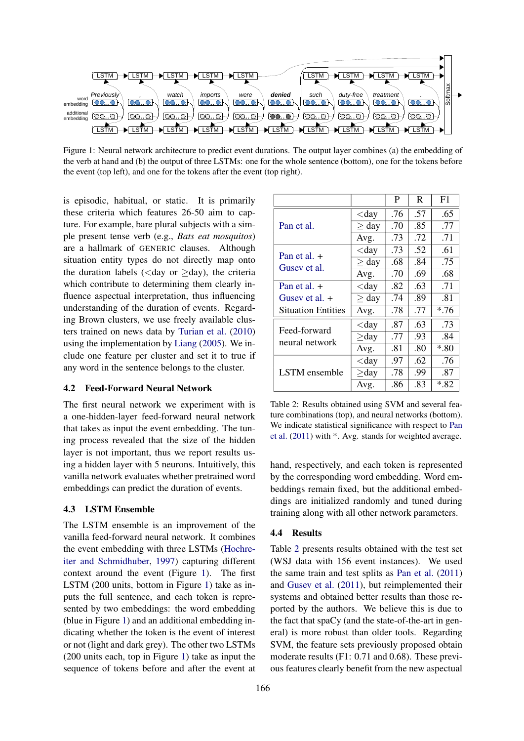Figure 1: Neural network architecture to predict event durations. The output layer combines (a) the embedding of the verb at hand and (b) the output of three LSTMs: one for the whole sentence (bottom), one for the tokens before the event (top left), and one for the tokens after the event (top right).

is episodic, habitual, or static. It is primarily these criteria which features 26-50 aim to capture. For example, bare plural subjects with a simple present tense verb (e.g., *Bats eat mosquitos*) are a hallmark of GENERIC clauses. Although situation entity types do not directly map onto the duration labels (<day or ≥day), the criteria which contribute to determining them clearly influence aspectual interpretation, thus influencing understanding of the duration of events. Regarding Brown clusters, we use freely available clusters trained on news data by Turian et al. (2010) using the implementation by Liang (2005). We include one feature per cluster and set it to true if any word in the sentence belongs to the cluster.

### 4.2 Feed-Forward Neural Network

The first neural network we experiment with is a one-hidden-layer feed-forward neural network that takes as input the event embedding. The tuning process revealed that the size of the hidden layer is not important, thus we report results using a hidden layer with 5 neurons. Intuitively, this vanilla network evaluates whether pretrained word embeddings can predict the duration of events.

### 4.3 LSTM Ensemble

The LSTM ensemble is an improvement of the vanilla feed-forward neural network. It combines the event embedding with three LSTMs (Hochreiter and Schmidhuber, 1997) capturing different context around the event (Figure 1). The first LSTM (200 units, bottom in Figure 1) take as inputs the full sentence, and each token is represented by two embeddings: the word embedding (blue in Figure 1) and an additional embedding indicating whether the token is the event of interest or not (light and dark grey). The other two LSTMs (200 units each, top in Figure 1) take as input the sequence of tokens before and after the event at hand, respectively, and each token is represented by the corresponding word embedding. Word embeddings remain fixed, but the additional embeddings are initialized randomly and tuned during training along with all other network parameters.

| | | P | R | F1 |
|---|---|---|---|---|
| Pan et al. | <day | .76 | .57 | .65 |
| | ≥ day | .70 | .85 | .77 |
| | Avg. | .73 | .72 | .71 |
| Pan et al. + Gusev et al. | <day | .73 | .52 | .61 |
| | ≥ day | .68 | .84 | .75 |
| | Avg. | .70 | .69 | .68 |
| Pan et al. + Gusev et al. + Situation Entities | <day | .82 | .63 | .71 |
| | ≥ day | .74 | .89 | .81 |
| | Avg. | .78 | .77 | *.76 |
| Feed-forward neural network | <day | .87 | .63 | .73 |
| | ≥day | .77 | .93 | .84 |
| | Avg. | .81 | .80 | *.80 |
| LSTM ensemble | <day | .97 | .62 | .76 |
| | ≥day | .78 | .99 | .87 |
| | Avg. | .86 | .83 | *.82 |

Table 2: Results obtained using SVM and several feature combinations (top), and neural networks (bottom). We indicate statistical significance with respect to Pan et al. (2011) with *. Avg. stands for weighted average.

### 4.4 Results

Table 2 presents results obtained with the test set (WSJ data with 156 event instances). We used the same train and test splits as Pan et al. (2011) and Gusev et al. (2011), but reimplemented their systems and obtained better results than those reported by the authors. We believe this is due to the fact that spaCy (and the state-of-the-art in general) is more robust than older tools. Regarding SVM, the feature sets previously proposed obtain moderate results (F1: 0.71 and 0.68). These previous features clearly benefit from the new aspectual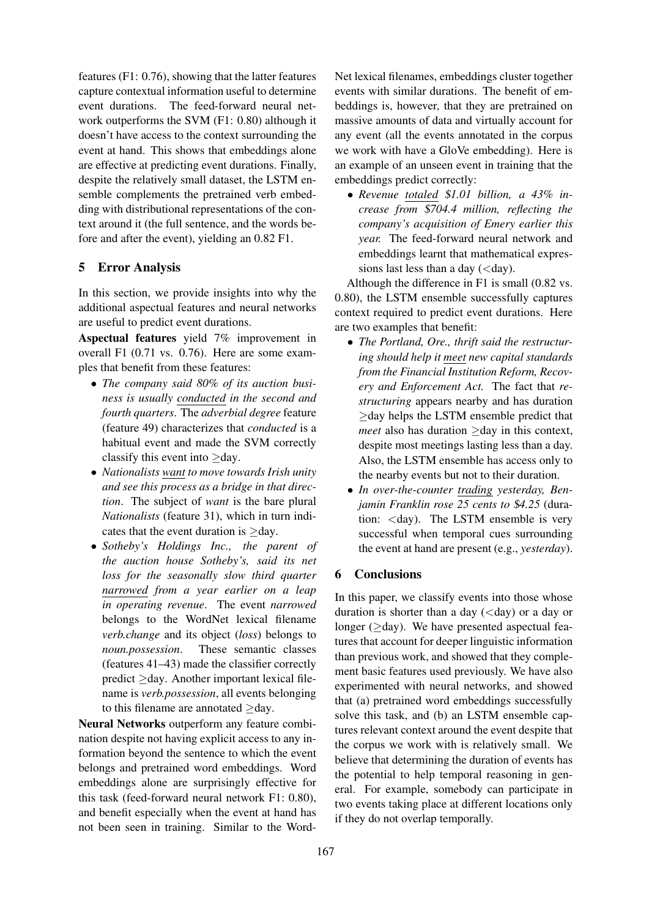features (F1: 0.76), showing that the latter features capture contextual information useful to determine event durations. The feed-forward neural network outperforms the SVM (F1: 0.80) although it doesn't have access to the context surrounding the event at hand. This shows that embeddings alone are effective at predicting event durations. Finally, despite the relatively small dataset, the LSTM ensemble complements the pretrained verb embedding with distributional representations of the context around it (the full sentence, and the words before and after the event), yielding an 0.82 F1.

## 5 Error Analysis

In this section, we provide insights into why the additional aspectual features and neural networks are useful to predict event durations.

**Aspectual features** yield 7% improvement in overall F1 (0.71 vs. 0.76). Here are some examples that benefit from these features:

- *The company said 80% of its auction business is usually* <u>*conducted*</u> *in the second and fourth quarters*. The *adverbial degree* feature (feature 49) characterizes that *conducted* is a habitual event and made the SVM correctly classify this event into ≥day.
- *Nationalists* <u>*want*</u> *to move towards Irish unity and see this process as a bridge in that direction*. The subject of *want* is the bare plural *Nationalists* (feature 31), which in turn indicates that the event duration is ≥day.
- *Sotheby's Holdings Inc., the parent of the auction house Sotheby's, said its net loss for the seasonally slow third quarter* <u>*narrowed*</u> *from a year earlier on a leap in operating revenue*. The event *narrowed* belongs to the WordNet lexical filename *verb.change* and its object (*loss*) belongs to *noun.possession*. These semantic classes (features 41–43) made the classifier correctly predict ≥day. Another important lexical filename is *verb.possession*, all events belonging to this filename are annotated ≥day.

**Neural Networks** outperform any feature combination despite not having explicit access to any information beyond the sentence to which the event belongs and pretrained word embeddings. Word embeddings alone are surprisingly effective for this task (feed-forward neural network F1: 0.80), and benefit especially when the event at hand has not been seen in training. Similar to the WordNet lexical filenames, embeddings cluster together events with similar durations. The benefit of embeddings is, however, that they are pretrained on massive amounts of data and virtually account for any event (all the events annotated in the corpus we work with have a GloVe embedding). Here is an example of an unseen event in training that the embeddings predict correctly:

- *Revenue* <u>*totaled*</u> *\$1.01 billion, a 43% increase from \$704.4 million, reflecting the company's acquisition of Emery earlier this year.* The feed-forward neural network and embeddings learnt that mathematical expressions last less than a day (<day).

Although the difference in F1 is small (0.82 vs. 0.80), the LSTM ensemble successfully captures context required to predict event durations. Here are two examples that benefit:

- *The Portland, Ore., thrift said the restructuring should help it* <u>*meet*</u> *new capital standards from the Financial Institution Reform, Recovery and Enforcement Act.* The fact that *restructuring* appears nearby and has duration ≥day helps the LSTM ensemble predict that *meet* also has duration ≥day in this context, despite most meetings lasting less than a day. Also, the LSTM ensemble has access only to the nearby events but not to their duration.
- *In over-the-counter* <u>*trading*</u> *yesterday, Benjamin Franklin rose 25 cents to \$4.25* (duration: <day). The LSTM ensemble is very successful when temporal cues surrounding the event at hand are present (e.g., *yesterday*).

## 6 Conclusions

In this paper, we classify events into those whose duration is shorter than a day (<day) or a day or longer (≥day). We have presented aspectual features that account for deeper linguistic information than previous work, and showed that they complement basic features used previously. We have also experimented with neural networks, and showed that (a) pretrained word embeddings successfully solve this task, and (b) an LSTM ensemble captures relevant context around the event despite that the corpus we work with is relatively small. We believe that determining the duration of events has the potential to help temporal reasoning in general. For example, somebody can participate in two events taking place at different locations only if they do not overlap temporally.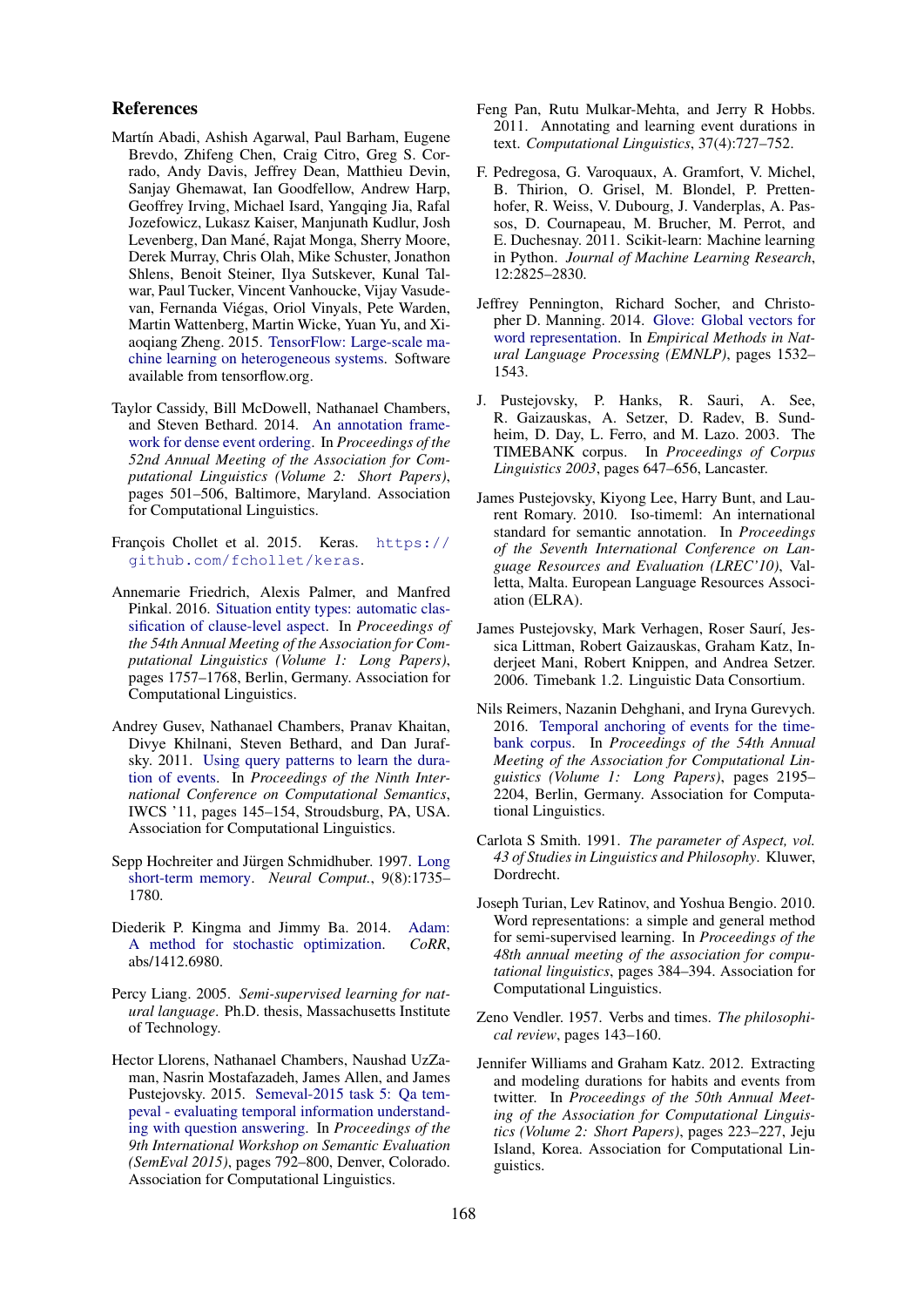## References

Martín Abadi, Ashish Agarwal, Paul Barham, Eugene Brevdo, Zhifeng Chen, Craig Citro, Greg S. Corrado, Andy Davis, Jeffrey Dean, Matthieu Devin, Sanjay Ghemawat, Ian Goodfellow, Andrew Harp, Geoffrey Irving, Michael Isard, Yangqing Jia, Rafal Jozefowicz, Lukasz Kaiser, Manjunath Kudlur, Josh Levenberg, Dan Mané, Rajat Monga, Sherry Moore, Derek Murray, Chris Olah, Mike Schuster, Jonathon Shlens, Benoit Steiner, Ilya Sutskever, Kunal Talwar, Paul Tucker, Vincent Vanhoucke, Vijay Vasudevan, Fernanda Viégas, Oriol Vinyals, Pete Warden, Martin Wattenberg, Martin Wicke, Yuan Yu, and Xiaoqiang Zheng. 2015. TensorFlow: Large-scale machine learning on heterogeneous systems. Software available from tensorflow.org.

Taylor Cassidy, Bill McDowell, Nathanael Chambers, and Steven Bethard. 2014. An annotation framework for dense event ordering. In *Proceedings of the 52nd Annual Meeting of the Association for Computational Linguistics (Volume 2: Short Papers)*, pages 501–506, Baltimore, Maryland. Association for Computational Linguistics.

François Chollet et al. 2015. Keras. `https://github.com/fchollet/keras`.

Annemarie Friedrich, Alexis Palmer, and Manfred Pinkal. 2016. Situation entity types: automatic classification of clause-level aspect. In *Proceedings of the 54th Annual Meeting of the Association for Computational Linguistics (Volume 1: Long Papers)*, pages 1757–1768, Berlin, Germany. Association for Computational Linguistics.

Andrey Gusev, Nathanael Chambers, Pranav Khaitan, Divye Khilnani, Steven Bethard, and Dan Jurafsky. 2011. Using query patterns to learn the duration of events. In *Proceedings of the Ninth International Conference on Computational Semantics*, IWCS '11, pages 145–154, Stroudsburg, PA, USA. Association for Computational Linguistics.

Sepp Hochreiter and Jürgen Schmidhuber. 1997. Long short-term memory. *Neural Comput.*, 9(8):1735–1780.

Diederik P. Kingma and Jimmy Ba. 2014. Adam: A method for stochastic optimization. *CoRR*, abs/1412.6980.

Percy Liang. 2005. *Semi-supervised learning for natural language*. Ph.D. thesis, Massachusetts Institute of Technology.

Hector Llorens, Nathanael Chambers, Naushad UzZaman, Nasrin Mostafazadeh, James Allen, and James Pustejovsky. 2015. Semeval-2015 task 5: Qa tempeval - evaluating temporal information understanding with question answering. In *Proceedings of the 9th International Workshop on Semantic Evaluation (SemEval 2015)*, pages 792–800, Denver, Colorado. Association for Computational Linguistics.

Feng Pan, Rutu Mulkar-Mehta, and Jerry R Hobbs. 2011. Annotating and learning event durations in text. *Computational Linguistics*, 37(4):727–752.

F. Pedregosa, G. Varoquaux, A. Gramfort, V. Michel, B. Thirion, O. Grisel, M. Blondel, P. Prettenhofer, R. Weiss, V. Dubourg, J. Vanderplas, A. Passos, D. Cournapeau, M. Brucher, M. Perrot, and E. Duchesnay. 2011. Scikit-learn: Machine learning in Python. *Journal of Machine Learning Research*, 12:2825–2830.

Jeffrey Pennington, Richard Socher, and Christopher D. Manning. 2014. Glove: Global vectors for word representation. In *Empirical Methods in Natural Language Processing (EMNLP)*, pages 1532–1543.

J. Pustejovsky, P. Hanks, R. Sauri, A. See, R. Gaizauskas, A. Setzer, D. Radev, B. Sundheim, D. Day, L. Ferro, and M. Lazo. 2003. The TIMEBANK corpus. In *Proceedings of Corpus Linguistics 2003*, pages 647–656, Lancaster.

James Pustejovsky, Kiyong Lee, Harry Bunt, and Laurent Romary. 2010. Iso-timeml: An international standard for semantic annotation. In *Proceedings of the Seventh International Conference on Language Resources and Evaluation (LREC'10)*, Valletta, Malta. European Language Resources Association (ELRA).

James Pustejovsky, Mark Verhagen, Roser Saurí, Jessica Littman, Robert Gaizauskas, Graham Katz, Inderjeet Mani, Robert Knippen, and Andrea Setzer. 2006. Timebank 1.2. Linguistic Data Consortium.

Nils Reimers, Nazanin Dehghani, and Iryna Gurevych. 2016. Temporal anchoring of events for the timebank corpus. In *Proceedings of the 54th Annual Meeting of the Association for Computational Linguistics (Volume 1: Long Papers)*, pages 2195–2204, Berlin, Germany. Association for Computational Linguistics.

Carlota S Smith. 1991. *The parameter of Aspect, vol. 43 of Studies in Linguistics and Philosophy*. Kluwer, Dordrecht.

Joseph Turian, Lev Ratinov, and Yoshua Bengio. 2010. Word representations: a simple and general method for semi-supervised learning. In *Proceedings of the 48th annual meeting of the association for computational linguistics*, pages 384–394. Association for Computational Linguistics.

Zeno Vendler. 1957. Verbs and times. *The philosophical review*, pages 143–160.

Jennifer Williams and Graham Katz. 2012. Extracting and modeling durations for habits and events from twitter. In *Proceedings of the 50th Annual Meeting of the Association for Computational Linguistics (Volume 2: Short Papers)*, pages 223–227, Jeju Island, Korea. Association for Computational Linguistics.